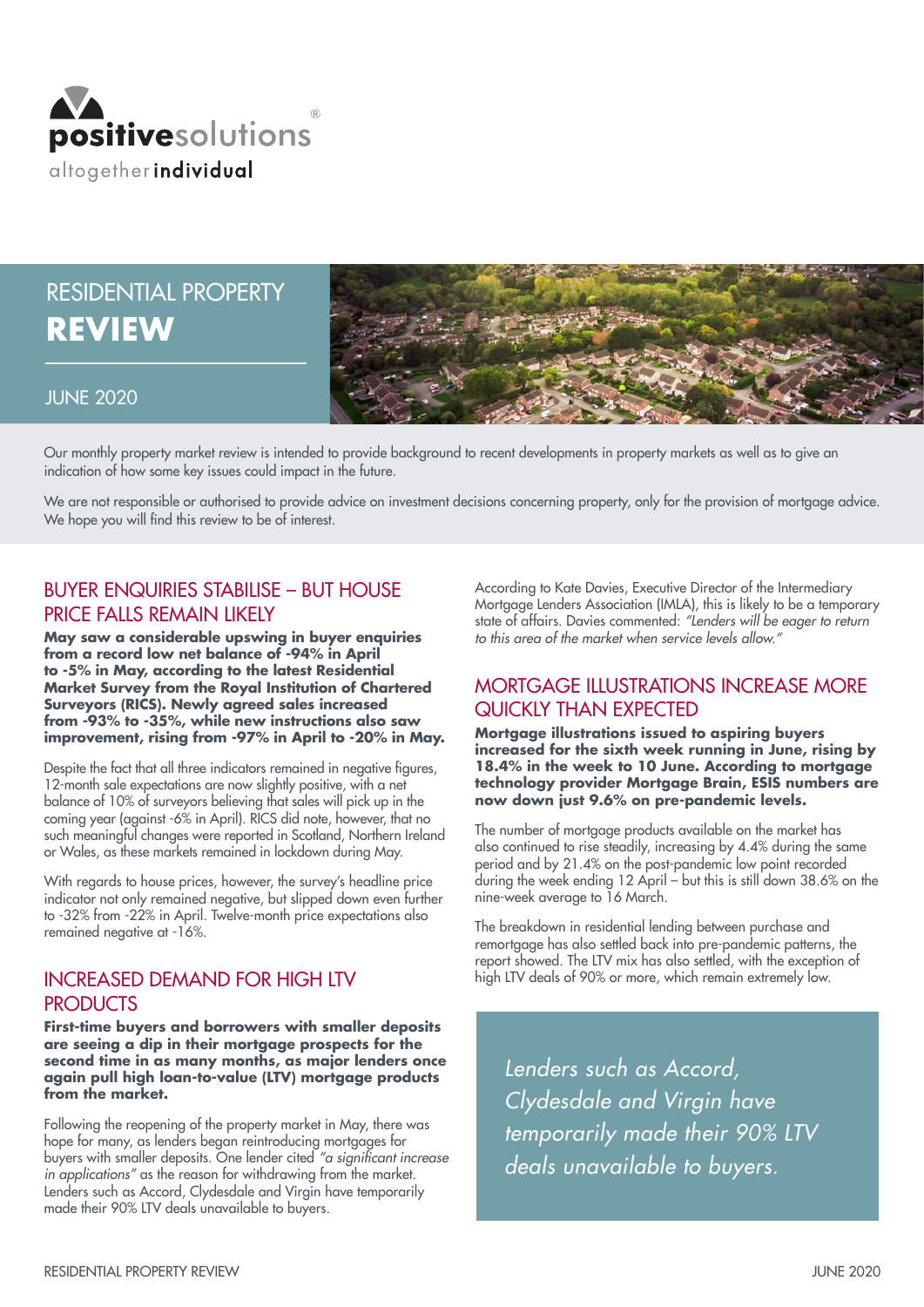positivesolutions®

altogether**individual**

# RESIDENTIAL PROPERTY **REVIEW**

JUNE 2020

Our monthly property market review is intended to provide background to recent developments in property markets as well as to give an indication of how some key issues could impact in the future.

We are not responsible or authorised to provide advice on investment decisions concerning property, only for the provision of mortgage advice. We hope you will find this review to be of interest.

## BUYER ENQUIRIES STABILISE – BUT HOUSE PRICE FALLS REMAIN LIKELY

**May saw a considerable upswing in buyer enquiries from a record low net balance of -94% in April to -5% in May, according to the latest Residential Market Survey from the Royal Institution of Chartered Surveyors (RICS). Newly agreed sales increased from -93% to -35%, while new instructions also saw improvement, rising from -97% in April to -20% in May.**

Despite the fact that all three indicators remained in negative figures, 12-month sale expectations are now slightly positive, with a net balance of 10% of surveyors believing that sales will pick up in the coming year (against -6% in April). RICS did note, however, that no such meaningful changes were reported in Scotland, Northern Ireland or Wales, as these markets remained in lockdown during May.

With regards to house prices, however, the survey's headline price indicator not only remained negative, but slipped down even further to -32% from -22% in April. Twelve-month price expectations also remained negative at -16%.

## INCREASED DEMAND FOR HIGH LTV PRODUCTS

**First-time buyers and borrowers with smaller deposits are seeing a dip in their mortgage prospects for the second time in as many months, as major lenders once again pull high loan-to-value (LTV) mortgage products from the market.**

Following the reopening of the property market in May, there was hope for many, as lenders began reintroducing mortgages for buyers with smaller deposits. One lender cited *"a significant increase in applications"* as the reason for withdrawing from the market. Lenders such as Accord, Clydesdale and Virgin have temporarily made their 90% LTV deals unavailable to buyers.

According to Kate Davies, Executive Director of the Intermediary Mortgage Lenders Association (IMLA), this is likely to be a temporary state of affairs. Davies commented: *"Lenders will be eager to return to this area of the market when service levels allow."*

## MORTGAGE ILLUSTRATIONS INCREASE MORE QUICKLY THAN EXPECTED

**Mortgage illustrations issued to aspiring buyers increased for the sixth week running in June, rising by 18.4% in the week to 10 June. According to mortgage technology provider Mortgage Brain, ESIS numbers are now down just 9.6% on pre-pandemic levels.**

The number of mortgage products available on the market has also continued to rise steadily, increasing by 4.4% during the same period and by 21.4% on the post-pandemic low point recorded during the week ending 12 April – but this is still down 38.6% on the nine-week average to 16 March.

The breakdown in residential lending between purchase and remortgage has also settled back into pre-pandemic patterns, the report showed. The LTV mix has also settled, with the exception of high LTV deals of 90% or more, which remain extremely low.

> *Lenders such as Accord, Clydesdale and Virgin have temporarily made their 90% LTV deals unavailable to buyers.*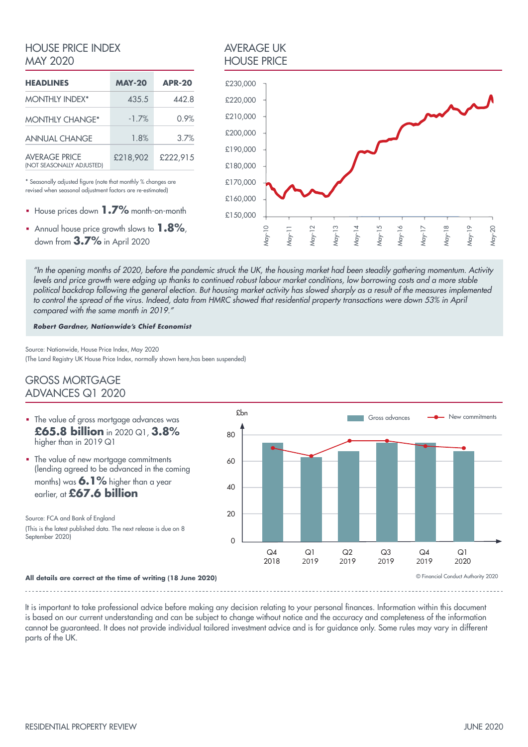## HOUSE PRICE INDEX MAY 2020

| HEADLINES | MAY-20 | APR-20 |
|---|---|---|
| MONTHLY INDEX* | 435.5 | 442.8 |
| MONTHLY CHANGE* | -1.7% | 0.9% |
| ANNUAL CHANGE | 1.8% | 3.7% |
| AVERAGE PRICE (NOT SEASONALLY ADJUSTED) | £218,902 | £222,915 |

\* Seasonally adjusted figure (note that monthly % changes are revised when seasonal adjustment factors are re-estimated)

- House prices down **1.7%** month-on-month
- Annual house price growth slows to **1.8%**, down from **3.7%** in April 2020

## AVERAGE UK HOUSE PRICE

£230,000
£220,000
£210,000
£200,000
£190,000
£180,000
£170,000
£160,000
£150,000

May-10 May-11 May-12 May-13 May-14 May-15 May-16 May-17 May-18 May-19 May-20

*"In the opening months of 2020, before the pandemic struck the UK, the housing market had been steadily gathering momentum. Activity levels and price growth were edging up thanks to continued robust labour market conditions, low borrowing costs and a more stable political backdrop following the general election. But housing market activity has slowed sharply as a result of the measures implemented to control the spread of the virus. Indeed, data from HMRC showed that residential property transactions were down 53% in April compared with the same month in 2019."*

***Robert Gardner, Nationwide's Chief Economist***

Source: Nationwide, House Price Index, May 2020
(The Land Registry UK House Price Index, normally shown here,has been suspended)

## GROSS MORTGAGE ADVANCES Q1 2020

- The value of gross mortgage advances was **£65.8 billion** in 2020 Q1, **3.8%** higher than in 2019 Q1
- The value of new mortgage commitments (lending agreed to be advanced in the coming months) was **6.1%** higher than a year earlier, at **£67.6 billion**

Source: FCA and Bank of England
(This is the latest published data. The next release is due on 8 September 2020)

£bn
Gross advances
New commitments
80
60
40
20
0
Q4 2018 Q1 2019 Q2 2019 Q3 2019 Q4 2019 Q1 2020

© Financial Conduct Authority 2020

**All details are correct at the time of writing (18 June 2020)**

It is important to take professional advice before making any decision relating to your personal finances. Information within this document is based on our current understanding and can be subject to change without notice and the accuracy and completeness of the information cannot be guaranteed. It does not provide individual tailored investment advice and is for guidance only. Some rules may vary in different parts of the UK.